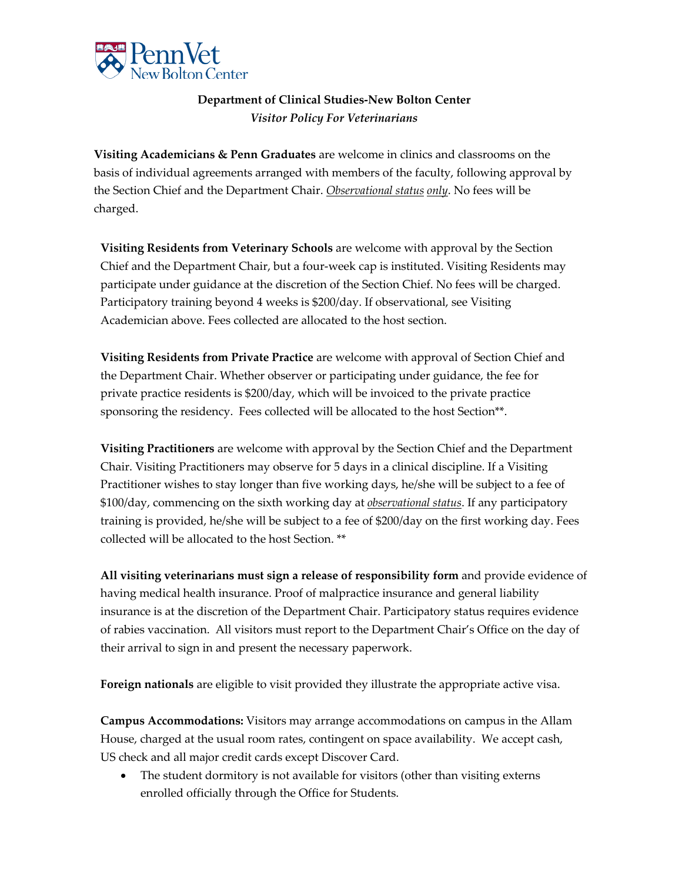**Department of Clinical Studies-New Bolton Center**
*Visitor Policy For Veterinarians*

**Visiting Academicians & Penn Graduates** are welcome in clinics and classrooms on the basis of individual agreements arranged with members of the faculty, following approval by the Section Chief and the Department Chair. *Observational status only*. No fees will be charged.

**Visiting Residents from Veterinary Schools** are welcome with approval by the Section Chief and the Department Chair, but a four-week cap is instituted. Visiting Residents may participate under guidance at the discretion of the Section Chief. No fees will be charged. Participatory training beyond 4 weeks is $200/day. If observational, see Visiting Academician above. Fees collected are allocated to the host section.

**Visiting Residents from Private Practice** are welcome with approval of Section Chief and the Department Chair. Whether observer or participating under guidance, the fee for private practice residents is $200/day, which will be invoiced to the private practice sponsoring the residency. Fees collected will be allocated to the host Section**.

**Visiting Practitioners** are welcome with approval by the Section Chief and the Department Chair. Visiting Practitioners may observe for 5 days in a clinical discipline. If a Visiting Practitioner wishes to stay longer than five working days, he/she will be subject to a fee of $100/day, commencing on the sixth working day at *observational status*. If any participatory training is provided, he/she will be subject to a fee of $200/day on the first working day. Fees collected will be allocated to the host Section. **

**All visiting veterinarians must sign a release of responsibility form** and provide evidence of having medical health insurance. Proof of malpractice insurance and general liability insurance is at the discretion of the Department Chair. Participatory status requires evidence of rabies vaccination. All visitors must report to the Department Chair's Office on the day of their arrival to sign in and present the necessary paperwork.

**Foreign nationals** are eligible to visit provided they illustrate the appropriate active visa.

**Campus Accommodations:** Visitors may arrange accommodations on campus in the Allam House, charged at the usual room rates, contingent on space availability. We accept cash, US check and all major credit cards except Discover Card.

- The student dormitory is not available for visitors (other than visiting externs enrolled officially through the Office for Students.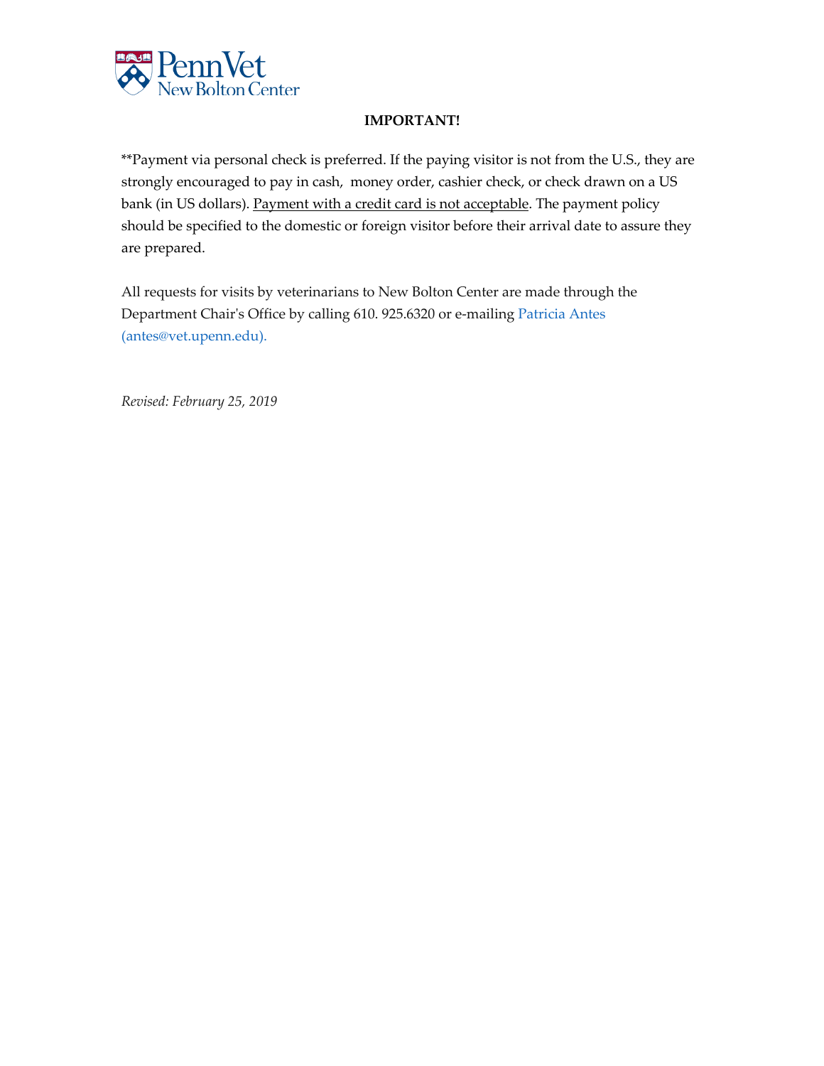**IMPORTANT!**

**Payment via personal check is preferred. If the paying visitor is not from the U.S., they are strongly encouraged to pay in cash, money order, cashier check, or check drawn on a US bank (in US dollars). <u>Payment with a credit card is not acceptable</u>. The payment policy should be specified to the domestic or foreign visitor before their arrival date to assure they are prepared.

All requests for visits by veterinarians to New Bolton Center are made through the Department Chair's Office by calling 610. 925.6320 or e-mailing Patricia Antes (antes@vet.upenn.edu).

*Revised: February 25, 2019*